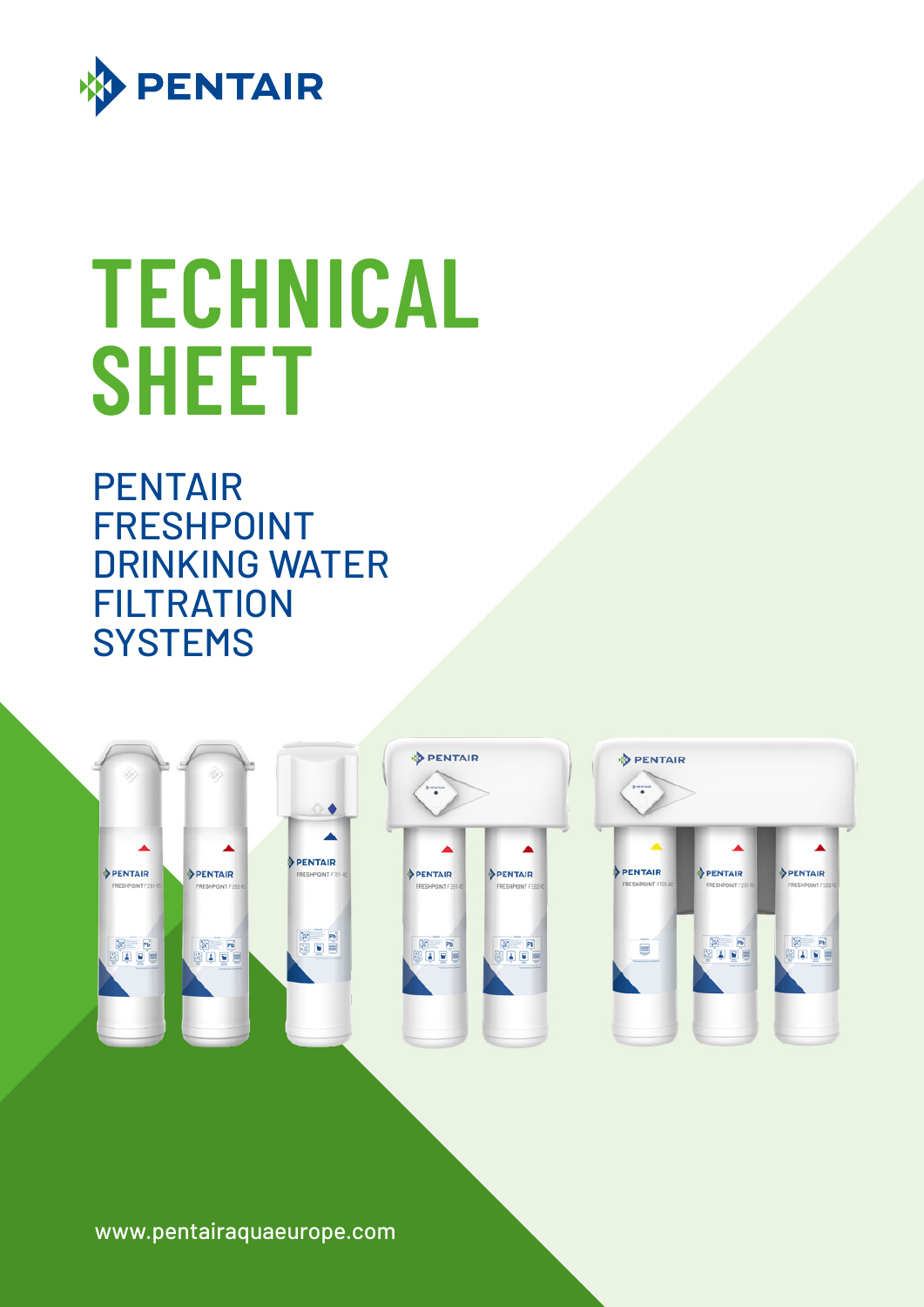PENTAIR

# TECHNICAL SHEET

## PENTAIR FRESHPOINT DRINKING WATER FILTRATION SYSTEMS

www.pentairaquaeurope.com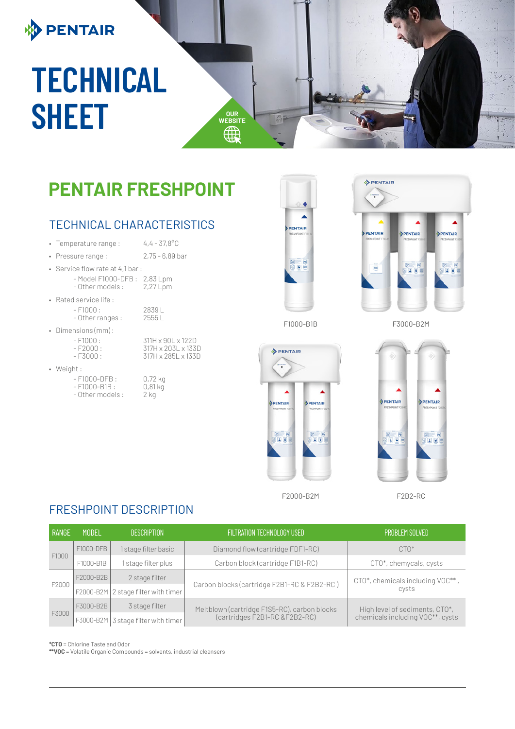# TECHNICAL SHEET

OUR WEBSITE

## PENTAIR FRESHPOINT

### TECHNICAL CHARACTERISTICS

- Temperature range : 4,4 - 37,8°C
- Pressure range : 2,75 - 6,89 bar
- Service flow rate at 4,1 bar :
  - Model F1000-DFB : 2,83 Lpm
  - Other models : 2,27 Lpm
- Rated service life :
  - F1000 : 2839 L
  - Other ranges : 2555 L
- Dimensions (mm) :
  - F1000 : 311H x 90L x 122D
  - F2000 : 317H x 203L x 133D
  - F3000 : 317H x 285L x 133D
- Weight :
  - F1000-DFB : 0,72 kg
  - F1000-B1B : 0,81 kg
  - Other models : 2 kg

F1000-B1B

F3000-B2M

F2000-B2M

F2B2-RC

### FRESHPOINT DESCRIPTION

| RANGE | MODEL | DESCRIPTION | FILTRATION TECHNOLOGY USED | PROBLEM SOLVED |
|---|---|---|---|---|
| F1000 | F1000-DFB | 1 stage filter basic | Diamond flow (cartridge FDF1-RC) | CTO* |
| | F1000-B1B | 1 stage filter plus | Carbon block (cartridge F1B1-RC) | CTO*, chemycals, cysts |
| F2000 | F2000-B2B | 2 stage filter | Carbon blocks (cartridge F2B1-RC & F2B2-RC ) | CTO*, chemicals including VOC** , cysts |
| | F2000-B2M | 2 stage filter with timer | | |
| F3000 | F3000-B2B | 3 stage filter | Meltblown (cartridge F1S5-RC), carbon blocks (cartridges F2B1-RC &F2B2-RC) | High level of sediments, CTO*, chemicals including VOC**, cysts |
| | F3000-B2M | 3 stage filter with timer | | |

***CTO** = Chlorine Taste and Odor
****VOC** = Volatile Organic Compounds = solvents, industrial cleansers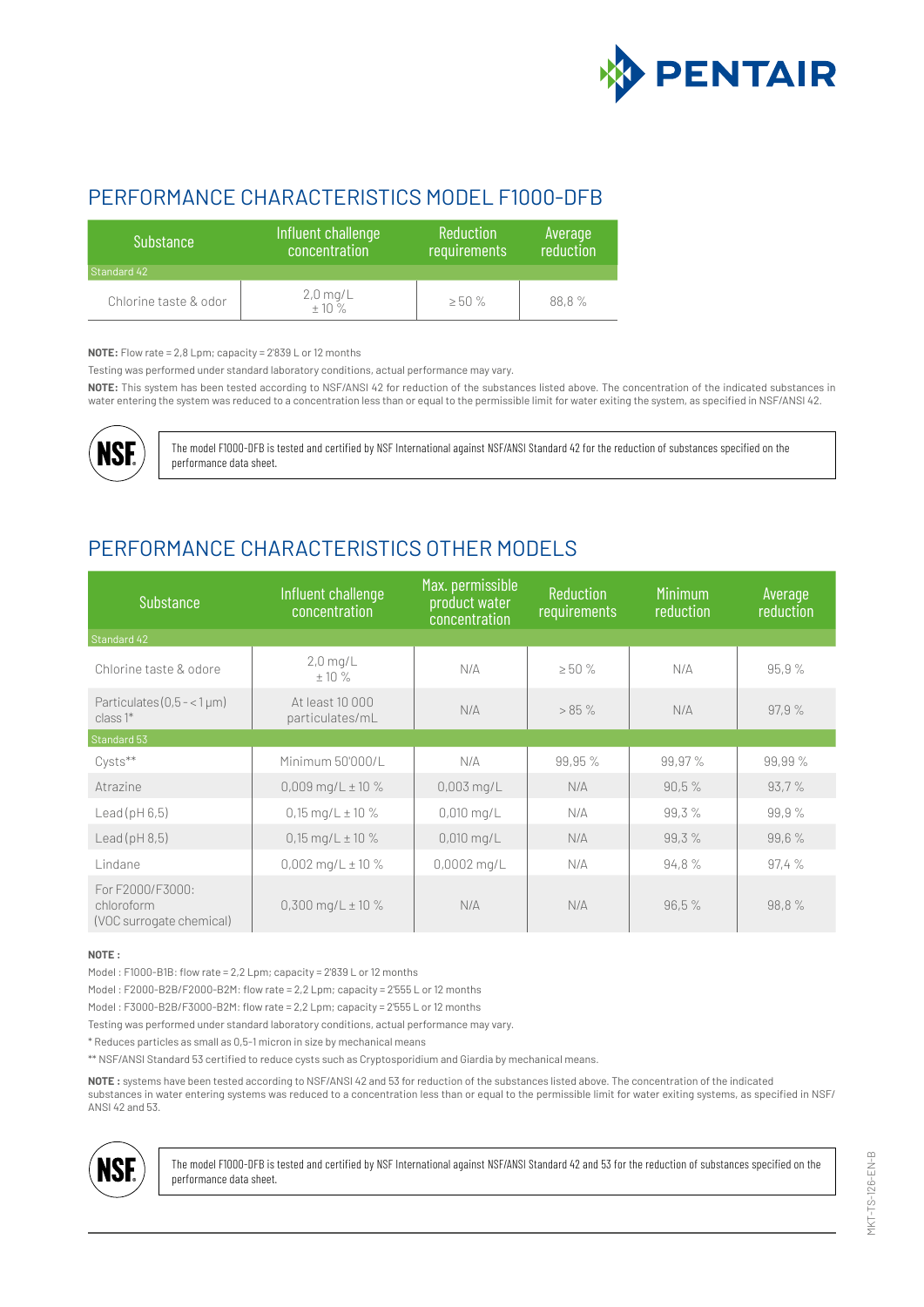## PERFORMANCE CHARACTERISTICS MODEL F1000-DFB

| Substance | Influent challenge concentration | Reduction requirements | Average reduction |
|---|---|---|---|
| Standard 42 | | | |
| Chlorine taste & odor | 2,0 mg/L ± 10 % | ≥ 50 % | 88,8 % |

**NOTE:** Flow rate = 2,8 Lpm; capacity = 2'839 L or 12 months

Testing was performed under standard laboratory conditions, actual performance may vary.

**NOTE:** This system has been tested according to NSF/ANSI 42 for reduction of the substances listed above. The concentration of the indicated substances in water entering the system was reduced to a concentration less than or equal to the permissible limit for water exiting the system, as specified in NSF/ANSI 42.

NSF

The model F1000-DFB is tested and certified by NSF International against NSF/ANSI Standard 42 for the reduction of substances specified on the performance data sheet.

## PERFORMANCE CHARACTERISTICS OTHER MODELS

| Substance | Influent challenge concentration | Max. permissible product water concentration | Reduction requirements | Minimum reduction | Average reduction |
|---|---|---|---|---|---|
| Standard 42 | | | | | |
| Chlorine taste & odore | 2,0 mg/L ± 10 % | N/A | ≥ 50 % | N/A | 95,9 % |
| Particulates (0,5 - < 1 µm) class 1* | At least 10 000 particulates/mL | N/A | > 85 % | N/A | 97,9 % |
| Standard 53 | | | | | |
| Cysts** | Minimum 50'000/L | N/A | 99,95 % | 99,97 % | 99,99 % |
| Atrazine | 0,009 mg/L ± 10 % | 0,003 mg/L | N/A | 90,5 % | 93,7 % |
| Lead (pH 6,5) | 0,15 mg/L ± 10 % | 0,010 mg/L | N/A | 99,3 % | 99,9 % |
| Lead (pH 8,5) | 0,15 mg/L ± 10 % | 0,010 mg/L | N/A | 99,3 % | 99,6 % |
| Lindane | 0,002 mg/L ± 10 % | 0,0002 mg/L | N/A | 94,8 % | 97,4 % |
| For F2000/F3000: chloroform (VOC surrogate chemical) | 0,300 mg/L ± 10 % | N/A | N/A | 96,5 % | 98,8 % |

**NOTE :**

Model : F1000-B1B: flow rate = 2,2 Lpm; capacity = 2'839 L or 12 months

Model : F2000-B2B/F2000-B2M: flow rate = 2,2 Lpm; capacity = 2'555 L or 12 months

Model : F3000-B2B/F3000-B2M: flow rate = 2,2 Lpm; capacity = 2'555 L or 12 months

Testing was performed under standard laboratory conditions, actual performance may vary.

* Reduces particles as small as 0,5-1 micron in size by mechanical means

** NSF/ANSI Standard 53 certified to reduce cysts such as Cryptosporidium and Giardia by mechanical means.

**NOTE :** systems have been tested according to NSF/ANSI 42 and 53 for reduction of the substances listed above. The concentration of the indicated substances in water entering systems was reduced to a concentration less than or equal to the permissible limit for water exiting systems, as specified in NSF/ANSI 42 and 53.

NSF

The model F1000-DFB is tested and certified by NSF International against NSF/ANSI Standard 42 and 53 for the reduction of substances specified on the performance data sheet.

MKT-TS-126-EN-B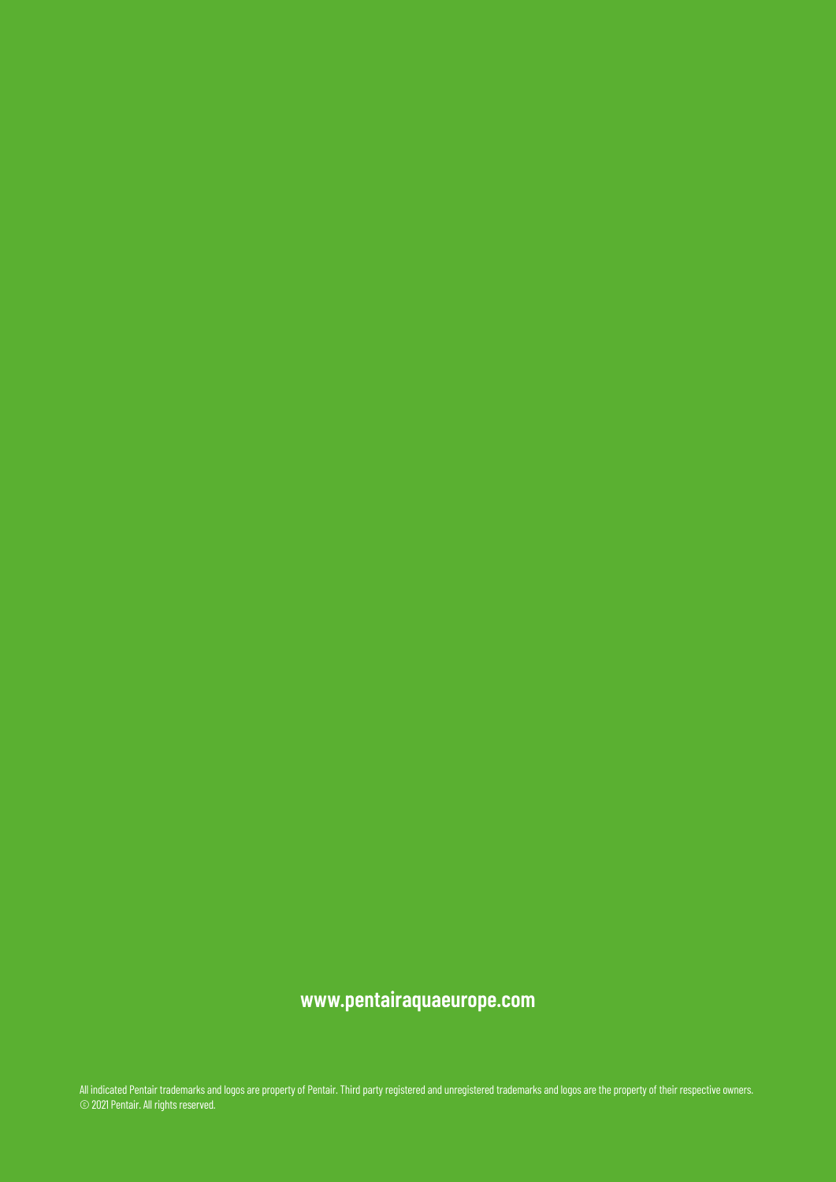**www.pentairaquaeurope.com**

All indicated Pentair trademarks and logos are property of Pentair. Third party registered and unregistered trademarks and logos are the property of their respective owners.
© 2021 Pentair. All rights reserved.